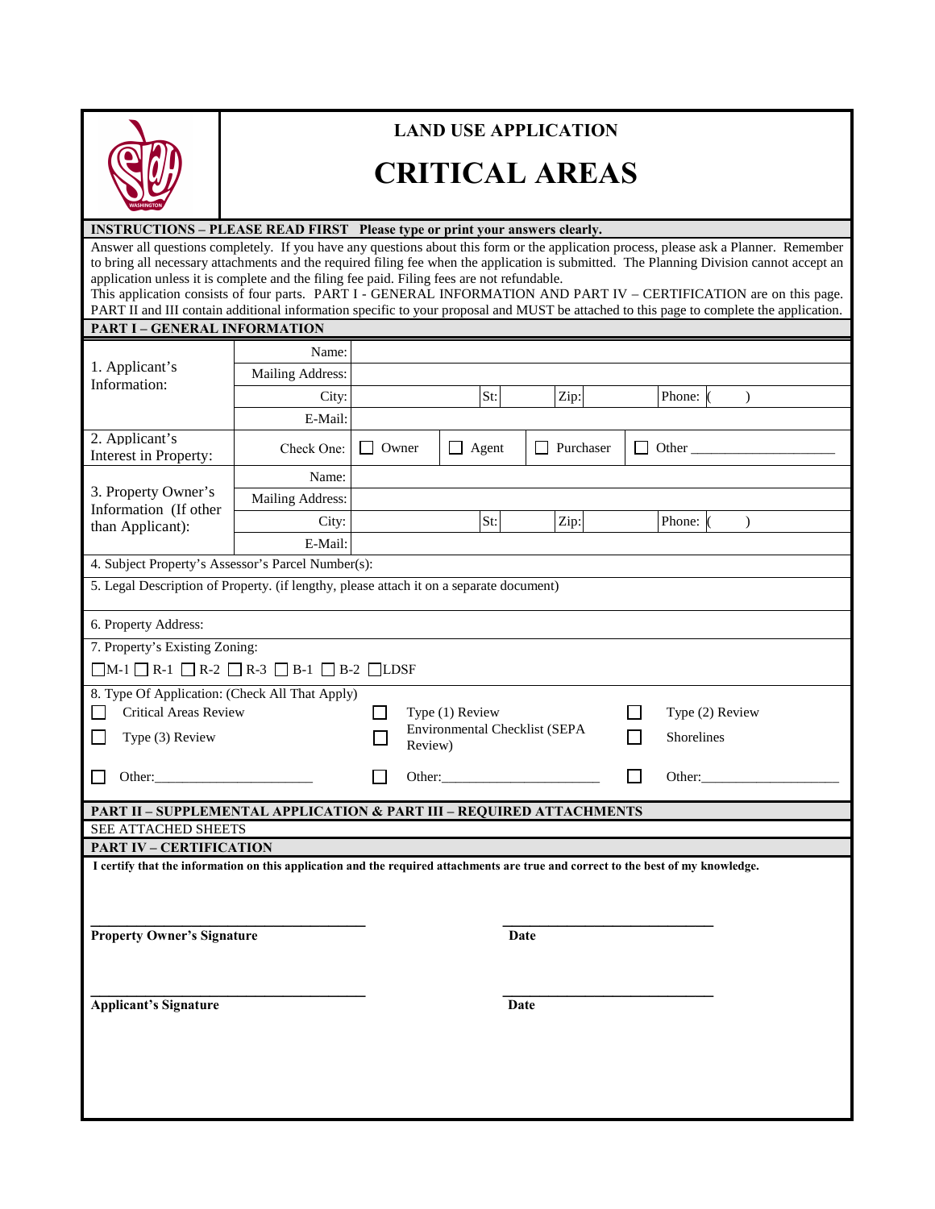# LAND USE APPLICATION

# CRITICAL AREAS

**INSTRUCTIONS – PLEASE READ FIRST Please type or print your answers clearly.**

Answer all questions completely. If you have any questions about this form or the application process, please ask a Planner. Remember to bring all necessary attachments and the required filing fee when the application is submitted. The Planning Division cannot accept an application unless it is complete and the filing fee paid. Filing fees are not refundable.

This application consists of four parts. PART I - GENERAL INFORMATION AND PART IV – CERTIFICATION are on this page. PART II and III contain additional information specific to your proposal and MUST be attached to this page to complete the application.

**PART I – GENERAL INFORMATION**

| | | | | | | | |
|---|---|---|---|---|---|---|---|
| 1. Applicant's Information: | Name: | | | | | | |
| | Mailing Address: | | | | | | |
| | City: | | St: | | Zip: | | Phone: ( ) |
| | E-Mail: | | | | | | |
| 2. Applicant's Interest in Property: | Check One: | ☐ Owner | ☐ Agent | ☐ Purchaser | ☐ Other ___________________ | | |
| 3. Property Owner's Information (If other than Applicant): | Name: | | | | | | |
| | Mailing Address: | | | | | | |
| | City: | | St: | | Zip: | | Phone: ( ) |
| | E-Mail: | | | | | | |

4. Subject Property's Assessor's Parcel Number(s):

5. Legal Description of Property. (if lengthy, please attach it on a separate document)

6. Property Address:

7. Property's Existing Zoning:

☐ M-1 ☐ R-1 ☐ R-2 ☐ R-3 ☐ B-1 ☐ B-2 ☐ LDSF

8. Type Of Application: (Check All That Apply)

| | | |
|---|---|---|
| ☐ Critical Areas Review | ☐ Type (1) Review | ☐ Type (2) Review |
| ☐ Type (3) Review | ☐ Environmental Checklist (SEPA Review) | ☐ Shorelines |
| ☐ Other:______________________ | ☐ Other:______________________ | ☐ Other:____________________ |

**PART II – SUPPLEMENTAL APPLICATION & PART III – REQUIRED ATTACHMENTS**

SEE ATTACHED SHEETS

**PART IV – CERTIFICATION**

**I certify that the information on this application and the required attachments are true and correct to the best of my knowledge.**

_______________________________________ _____________________________

**Property Owner's Signature** **Date**

_______________________________________ _____________________________

**Applicant's Signature** **Date**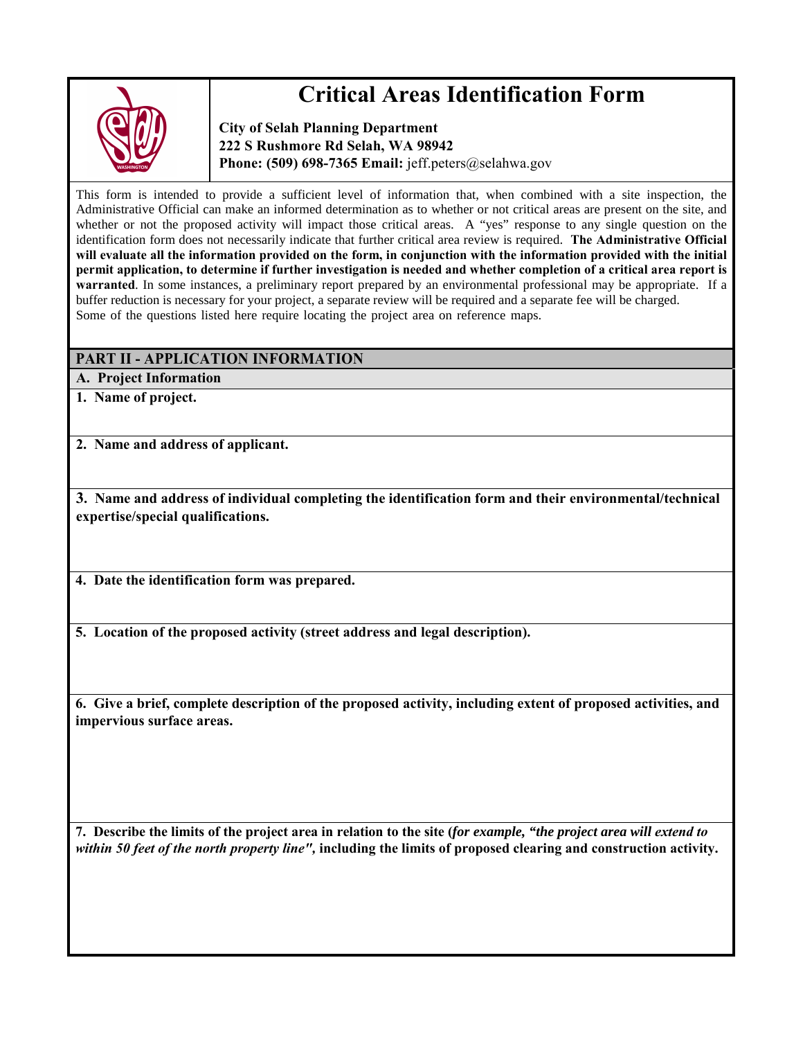# Critical Areas Identification Form

**City of Selah Planning Department**
**222 S Rushmore Rd Selah, WA 98942**
**Phone: (509) 698-7365 Email:** jeff.peters@selahwa.gov

This form is intended to provide a sufficient level of information that, when combined with a site inspection, the Administrative Official can make an informed determination as to whether or not critical areas are present on the site, and whether or not the proposed activity will impact those critical areas. A "yes" response to any single question on the identification form does not necessarily indicate that further critical area review is required. **The Administrative Official will evaluate all the information provided on the form, in conjunction with the information provided with the initial permit application, to determine if further investigation is needed and whether completion of a critical area report is warranted**. In some instances, a preliminary report prepared by an environmental professional may be appropriate. If a buffer reduction is necessary for your project, a separate review will be required and a separate fee will be charged.
Some of the questions listed here require locating the project area on reference maps.

## PART II - APPLICATION INFORMATION

### A. Project Information

**1. Name of project.**

**2. Name and address of applicant.**

**3. Name and address of individual completing the identification form and their environmental/technical expertise/special qualifications.**

**4. Date the identification form was prepared.**

**5. Location of the proposed activity (street address and legal description).**

**6. Give a brief, complete description of the proposed activity, including extent of proposed activities, and impervious surface areas.**

**7. Describe the limits of the project area in relation to the site (*for example, "the project area will extend to within 50 feet of the north property line"*, including the limits of proposed clearing and construction activity.**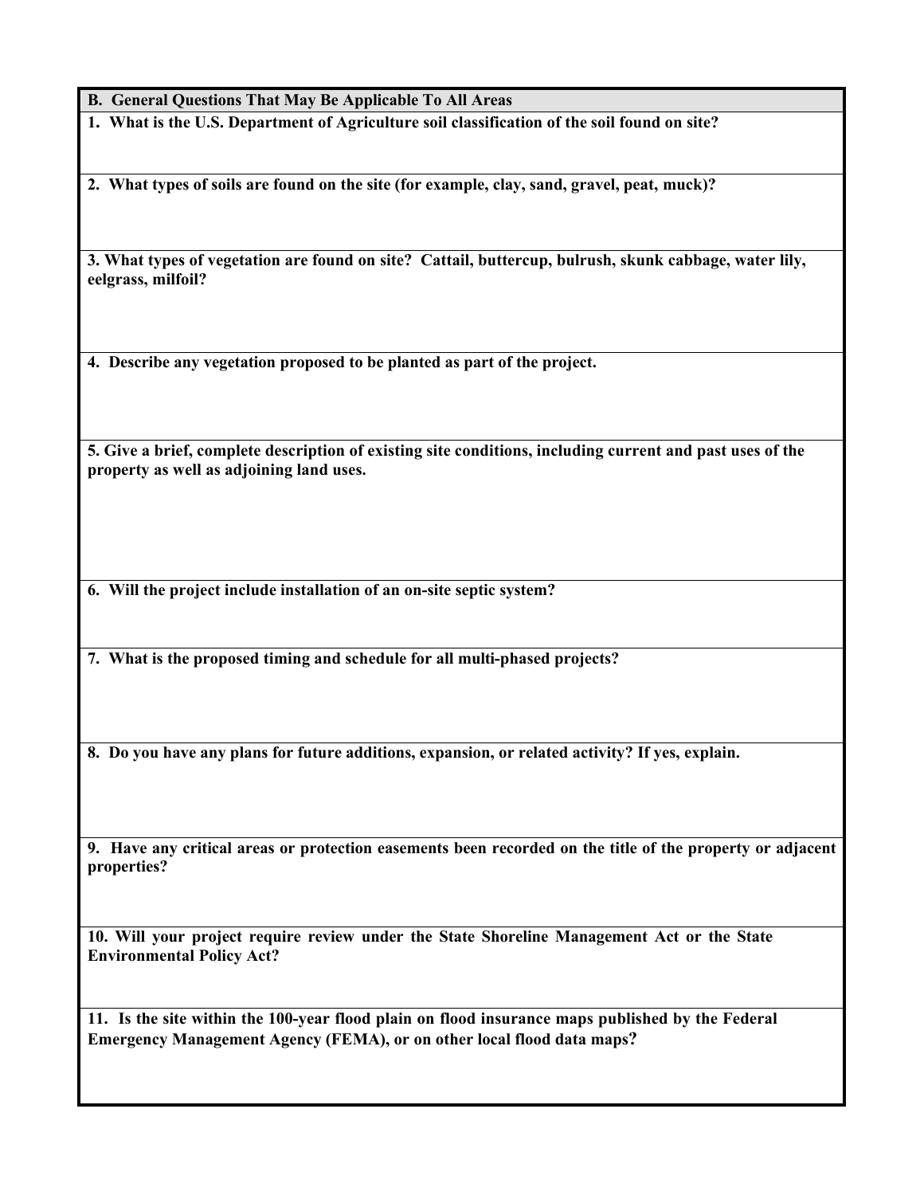## B. General Questions That May Be Applicable To All Areas

**1. What is the U.S. Department of Agriculture soil classification of the soil found on site?**

**2. What types of soils are found on the site (for example, clay, sand, gravel, peat, muck)?**

**3. What types of vegetation are found on site? Cattail, buttercup, bulrush, skunk cabbage, water lily, eelgrass, milfoil?**

**4. Describe any vegetation proposed to be planted as part of the project.**

**5. Give a brief, complete description of existing site conditions, including current and past uses of the property as well as adjoining land uses.**

**6. Will the project include installation of an on-site septic system?**

**7. What is the proposed timing and schedule for all multi-phased projects?**

**8. Do you have any plans for future additions, expansion, or related activity? If yes, explain.**

**9. Have any critical areas or protection easements been recorded on the title of the property or adjacent properties?**

**10. Will your project require review under the State Shoreline Management Act or the State Environmental Policy Act?**

**11. Is the site within the 100-year flood plain on flood insurance maps published by the Federal Emergency Management Agency (FEMA), or on other local flood data maps?**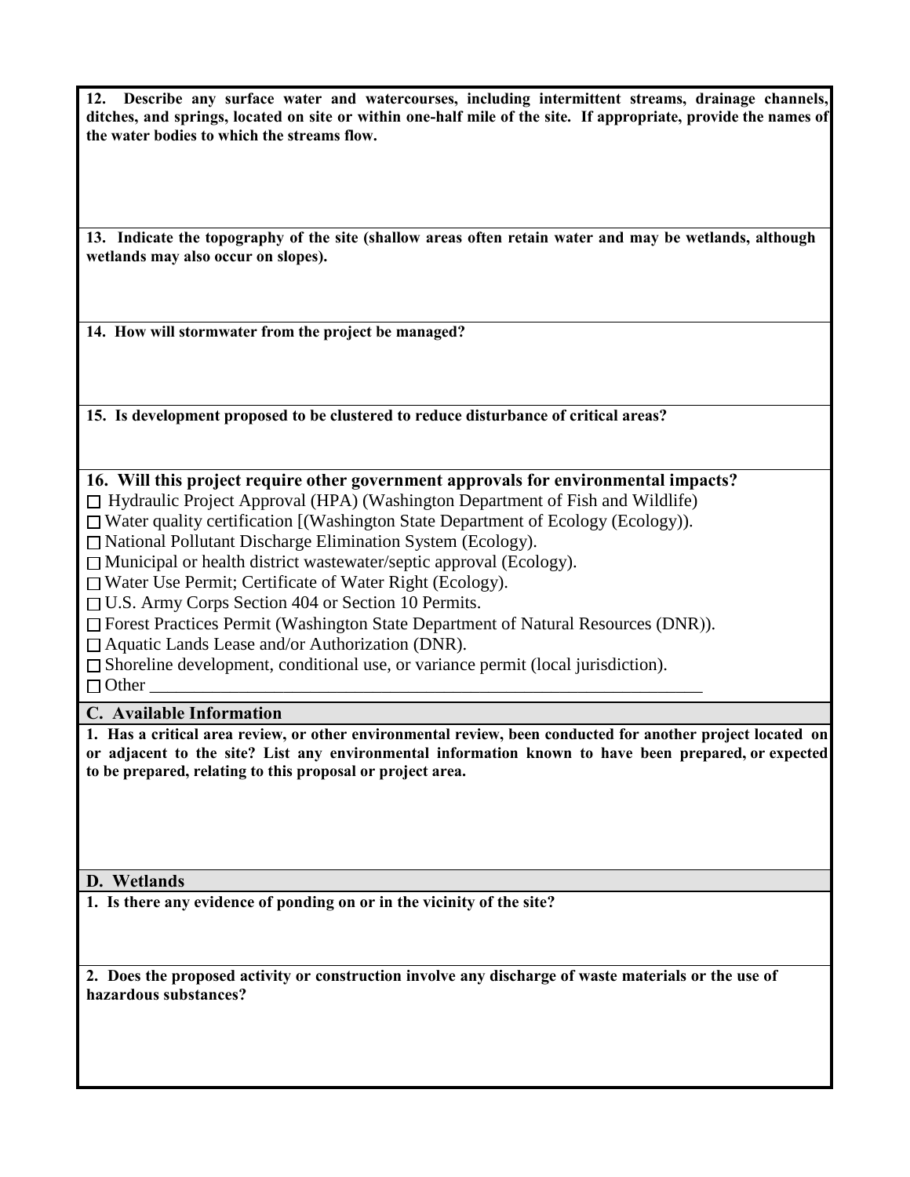**12. Describe any surface water and watercourses, including intermittent streams, drainage channels, ditches, and springs, located on site or within one-half mile of the site. If appropriate, provide the names of the water bodies to which the streams flow.**

**13. Indicate the topography of the site (shallow areas often retain water and may be wetlands, although wetlands may also occur on slopes).**

**14. How will stormwater from the project be managed?**

**15. Is development proposed to be clustered to reduce disturbance of critical areas?**

**16. Will this project require other government approvals for environmental impacts?**

- ☐ Hydraulic Project Approval (HPA) (Washington Department of Fish and Wildlife)
- ☐ Water quality certification [(Washington State Department of Ecology (Ecology)).
- ☐ National Pollutant Discharge Elimination System (Ecology).
- ☐ Municipal or health district wastewater/septic approval (Ecology).
- ☐ Water Use Permit; Certificate of Water Right (Ecology).
- ☐ U.S. Army Corps Section 404 or Section 10 Permits.
- ☐ Forest Practices Permit (Washington State Department of Natural Resources (DNR)).
- ☐ Aquatic Lands Lease and/or Authorization (DNR).
- ☐ Shoreline development, conditional use, or variance permit (local jurisdiction).
- ☐ Other ___________________________________________________________________

## C. Available Information

**1. Has a critical area review, or other environmental review, been conducted for another project located on or adjacent to the site? List any environmental information known to have been prepared, or expected to be prepared, relating to this proposal or project area.**

## D. Wetlands

**1. Is there any evidence of ponding on or in the vicinity of the site?**

**2. Does the proposed activity or construction involve any discharge of waste materials or the use of hazardous substances?**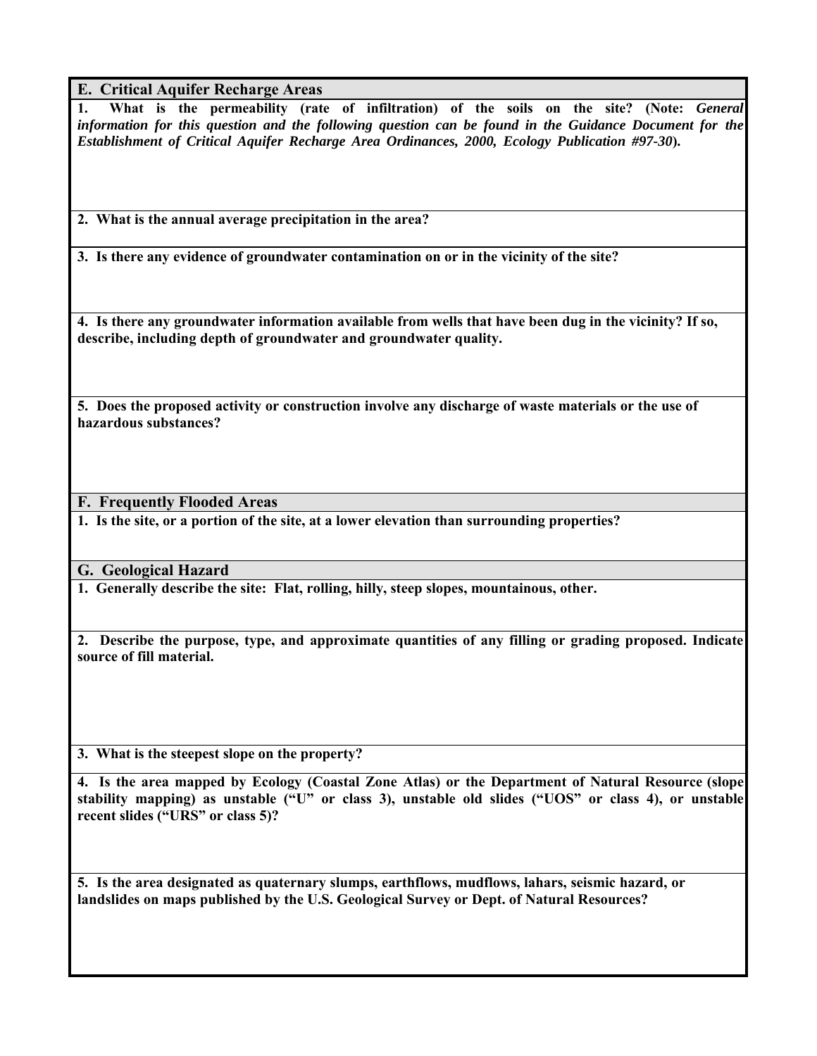## E. Critical Aquifer Recharge Areas

**1. What is the permeability (rate of infiltration) of the soils on the site? (Note:** ***General information for this question and the following question can be found in the Guidance Document for the Establishment of Critical Aquifer Recharge Area Ordinances, 2000, Ecology Publication #97-30*****).**

**2. What is the annual average precipitation in the area?**

**3. Is there any evidence of groundwater contamination on or in the vicinity of the site?**

**4. Is there any groundwater information available from wells that have been dug in the vicinity? If so, describe, including depth of groundwater and groundwater quality.**

**5. Does the proposed activity or construction involve any discharge of waste materials or the use of hazardous substances?**

## F. Frequently Flooded Areas

**1. Is the site, or a portion of the site, at a lower elevation than surrounding properties?**

## G. Geological Hazard

**1. Generally describe the site: Flat, rolling, hilly, steep slopes, mountainous, other.**

**2. Describe the purpose, type, and approximate quantities of any filling or grading proposed. Indicate source of fill material.**

**3. What is the steepest slope on the property?**

**4. Is the area mapped by Ecology (Coastal Zone Atlas) or the Department of Natural Resource (slope stability mapping) as unstable ("U" or class 3), unstable old slides ("UOS" or class 4), or unstable recent slides ("URS" or class 5)?**

**5. Is the area designated as quaternary slumps, earthflows, mudflows, lahars, seismic hazard, or landslides on maps published by the U.S. Geological Survey or Dept. of Natural Resources?**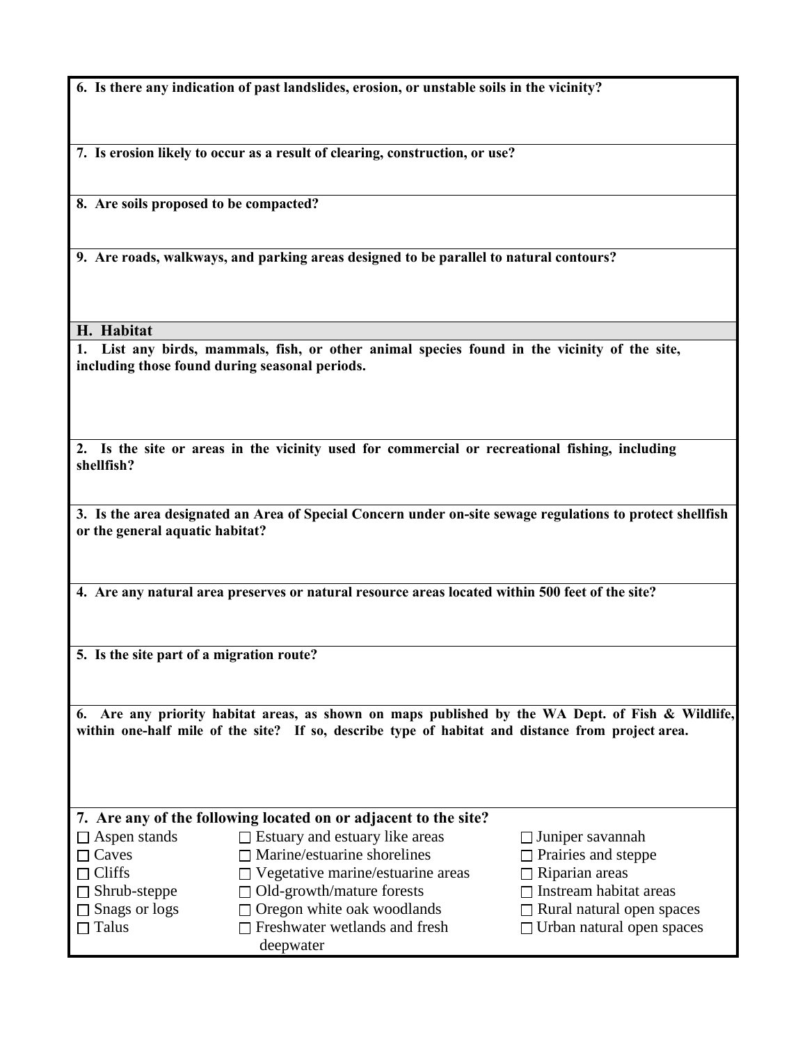**6. Is there any indication of past landslides, erosion, or unstable soils in the vicinity?**

**7. Is erosion likely to occur as a result of clearing, construction, or use?**

**8. Are soils proposed to be compacted?**

**9. Are roads, walkways, and parking areas designed to be parallel to natural contours?**

## H. Habitat

**1. List any birds, mammals, fish, or other animal species found in the vicinity of the site, including those found during seasonal periods.**

**2. Is the site or areas in the vicinity used for commercial or recreational fishing, including shellfish?**

**3. Is the area designated an Area of Special Concern under on-site sewage regulations to protect shellfish or the general aquatic habitat?**

**4. Are any natural area preserves or natural resource areas located within 500 feet of the site?**

**5. Is the site part of a migration route?**

**6. Are any priority habitat areas, as shown on maps published by the WA Dept. of Fish & Wildlife, within one-half mile of the site? If so, describe type of habitat and distance from project area.**

**7. Are any of the following located on or adjacent to the site?**

- ☐ Aspen stands
- ☐ Caves
- ☐ Cliffs
- ☐ Shrub-steppe
- ☐ Snags or logs
- ☐ Talus
- ☐ Estuary and estuary like areas
- ☐ Marine/estuarine shorelines
- ☐ Vegetative marine/estuarine areas
- ☐ Old-growth/mature forests
- ☐ Oregon white oak woodlands
- ☐ Freshwater wetlands and fresh deepwater
- ☐ Juniper savannah
- ☐ Prairies and steppe
- ☐ Riparian areas
- ☐ Instream habitat areas
- ☐ Rural natural open spaces
- ☐ Urban natural open spaces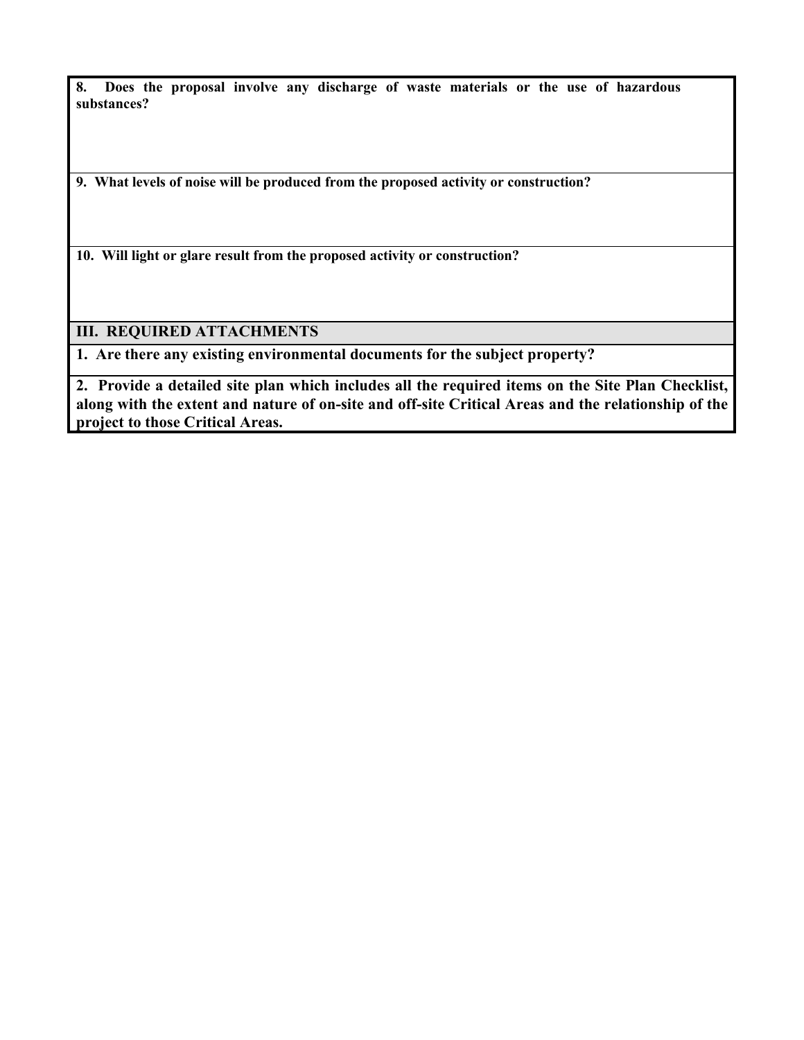**8. Does the proposal involve any discharge of waste materials or the use of hazardous substances?**

**9. What levels of noise will be produced from the proposed activity or construction?**

**10. Will light or glare result from the proposed activity or construction?**

## III. REQUIRED ATTACHMENTS

**1. Are there any existing environmental documents for the subject property?**

**2. Provide a detailed site plan which includes all the required items on the Site Plan Checklist, along with the extent and nature of on-site and off-site Critical Areas and the relationship of the project to those Critical Areas.**